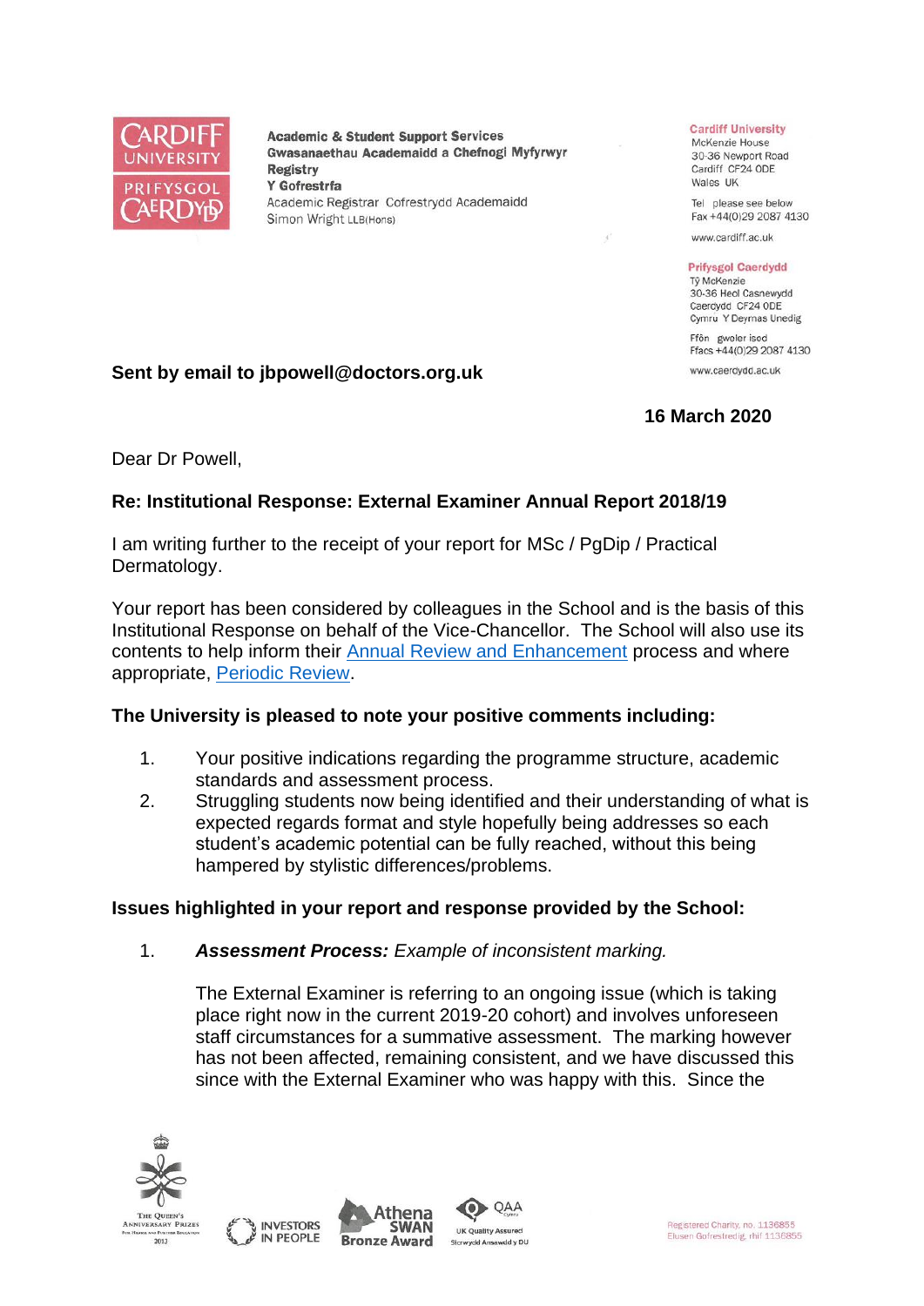Academic & Student Support Services
Gwasanaethau Academaidd a Chefnogi Myfyrwyr
**Registry**
**Y Gofrestra**
Academic Registrar Cofrestrydd Academaidd
Simon Wright LLB(Hons)

**Cardiff University**
McKenzie House
30-36 Newport Road
Cardiff CF24 0DE
Wales UK

Tel please see below
Fax +44(0)29 2087 4130

www.cardiff.ac.uk

**Prifysgol Caerdydd**
Tŷ McKenzie
30-36 Heol Casnewydd
Caerdydd CF24 0DE
Cymru Y Deyrnas Unedig

Ffôn gweler isod
Ffacs +44(0)29 2087 4130

www.caerdydd.ac.uk

**Sent by email to jbpowell@doctors.org.uk**

**16 March 2020**

Dear Dr Powell,

**Re: Institutional Response: External Examiner Annual Report 2018/19**

I am writing further to the receipt of your report for MSc / PgDip / Practical Dermatology.

Your report has been considered by colleagues in the School and is the basis of this Institutional Response on behalf of the Vice-Chancellor. The School will also use its contents to help inform their Annual Review and Enhancement process and where appropriate, Periodic Review.

**The University is pleased to note your positive comments including:**

1. Your positive indications regarding the programme structure, academic standards and assessment process.
2. Struggling students now being identified and their understanding of what is expected regards format and style hopefully being addresses so each student's academic potential can be fully reached, without this being hampered by stylistic differences/problems.

**Issues highlighted in your report and response provided by the School:**

1. ***Assessment Process:*** *Example of inconsistent marking.*

   The External Examiner is referring to an ongoing issue (which is taking place right now in the current 2019-20 cohort) and involves unforeseen staff circumstances for a summative assessment. The marking however has not been affected, remaining consistent, and we have discussed this since with the External Examiner who was happy with this. Since the

Registered Charity, no. 1136855
Elusen Gofrestredig, rhif 1136855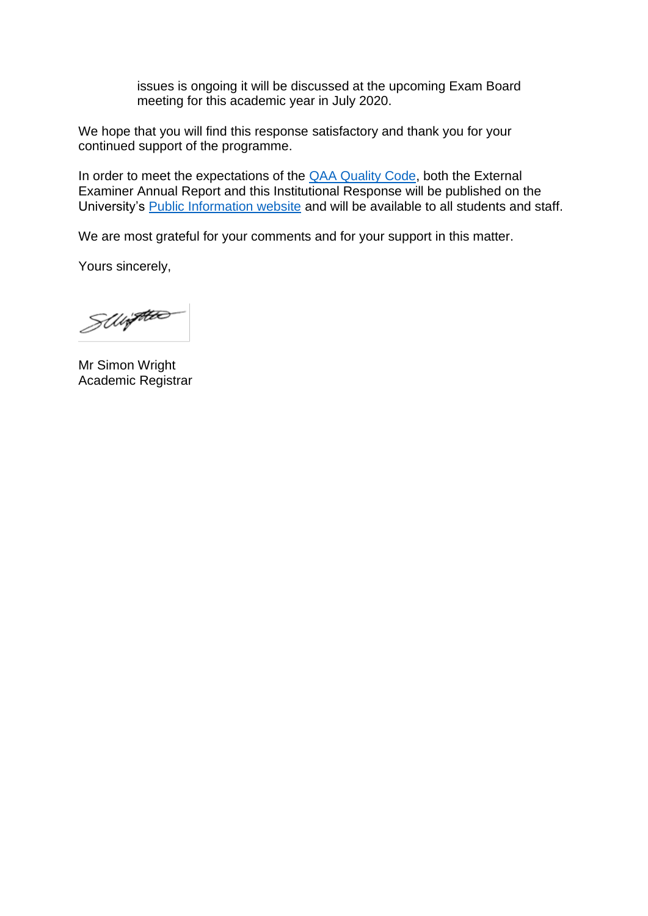issues is ongoing it will be discussed at the upcoming Exam Board meeting for this academic year in July 2020.

We hope that you will find this response satisfactory and thank you for your continued support of the programme.

In order to meet the expectations of the [QAA Quality Code](), both the External Examiner Annual Report and this Institutional Response will be published on the University's [Public Information website]() and will be available to all students and staff.

We are most grateful for your comments and for your support in this matter.

Yours sincerely,

Mr Simon Wright
Academic Registrar